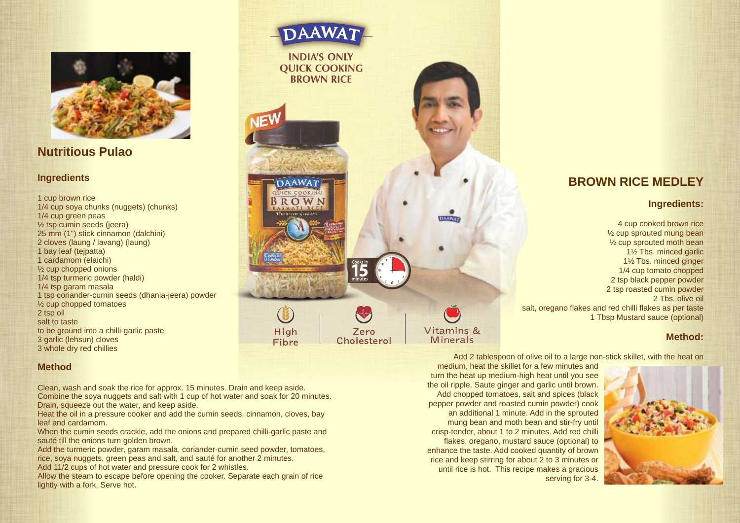## Nutritious Pulao

### Ingredients

1 cup brown rice
1/4 cup soya chunks (nuggets) (chunks)
1/4 cup green peas
½ tsp cumin seeds (jeera)
25 mm (1") stick cinnamon (dalchini)
2 cloves (laung / lavang) (laung)
1 bay leaf (tejpatta)
1 cardamom (elaichi)
½ cup chopped onions
1/4 tsp turmeric powder (haldi)
1/4 tsp garam masala
1 tsp coriander-cumin seeds (dhania-jeera) powder
½ cup chopped tomatoes
2 tsp oil
salt to taste
to be ground into a chilli-garlic paste
3 garlic (lehsun) cloves
3 whole dry red chillies

### Method

Clean, wash and soak the rice for approx. 15 minutes. Drain and keep aside.
Combine the soya nuggets and salt with 1 cup of hot water and soak for 20 minutes. Drain, squeeze out the water, and keep aside.
Heat the oil in a pressure cooker and add the cumin seeds, cinnamon, cloves, bay leaf and cardamom.
When the cumin seeds crackle, add the onions and prepared chilli-garlic paste and sauté till the onions turn golden brown.
Add the turmeric powder, garam masala, coriander-cumin seed powder, tomatoes, rice, soya nuggets, green peas and salt, and sauté for another 2 minutes.
Add 11/2 cups of hot water and pressure cook for 2 whistles.
Allow the steam to escape before opening the cooker. Separate each grain of rice lightly with a fork. Serve hot.

DAAWAT

INDIA'S ONLY QUICK COOKING BROWN RICE

NEW

Cooks in 15 minutes

High Fibre | Zero Cholesterol | Vitamins & Minerals

## BROWN RICE MEDLEY

### Ingredients:

4 cup cooked brown rice
½ cup sprouted mung bean
½ cup sprouted moth bean
1½ Tbs. minced garlic
1½ Tbs. minced ginger
1/4 cup tomato chopped
2 tsp black pepper powder
2 tsp roasted cumin powder
2 Tbs. olive oil
salt, oregano flakes and red chilli flakes as per taste
1 Tbsp Mustard sauce (optional)

### Method:

Add 2 tablespoon of olive oil to a large non-stick skillet, with the heat on medium, heat the skillet for a few minutes and turn the heat up medium-high heat until you see the oil ripple. Saute ginger and garlic until brown. Add chopped tomatoes, salt and spices (black pepper powder and roasted cumin powder) cook an additional 1 minute. Add in the sprouted mung bean and moth bean and stir-fry until crisp-tender, about 1 to 2 minutes. Add red chilli flakes, oregano, mustard sauce (optional) to enhance the taste. Add cooked quantity of brown rice and keep stirring for about 2 to 3 minutes or until rice is hot. This recipe makes a gracious serving for 3-4.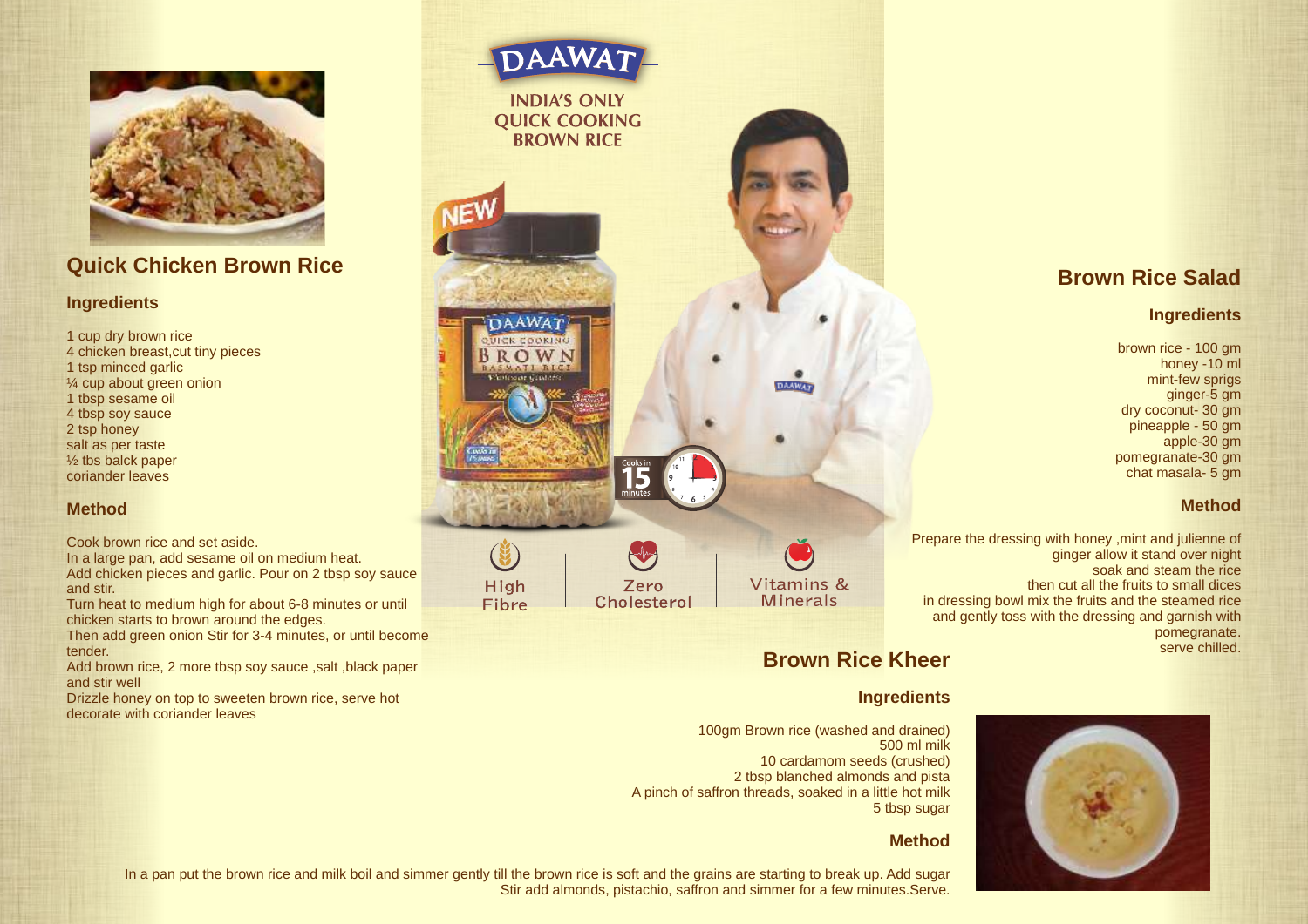## Quick Chicken Brown Rice

### Ingredients

1 cup dry brown rice
4 chicken breast,cut tiny pieces
1 tsp minced garlic
¼ cup about green onion
1 tbsp sesame oil
4 tbsp soy sauce
2 tsp honey
salt as per taste
½ tbs balck paper
coriander leaves

### Method

Cook brown rice and set aside.
In a large pan, add sesame oil on medium heat.
Add chicken pieces and garlic. Pour on 2 tbsp soy sauce and stir.
Turn heat to medium high for about 6-8 minutes or until chicken starts to brown around the edges.
Then add green onion Stir for 3-4 minutes, or until become tender.
Add brown rice, 2 more tbsp soy sauce ,salt ,black paper and stir well
Drizzle honey on top to sweeten brown rice, serve hot decorate with coriander leaves

DAAWAT

INDIA'S ONLY QUICK COOKING BROWN RICE

NEW

Cooks in 15 minutes

High Fibre

Zero Cholesterol

Vitamins & Minerals

## Brown Rice Salad

### Ingredients

brown rice - 100 gm
honey -10 ml
mint-few sprigs
ginger-5 gm
dry coconut- 30 gm
pineapple - 50 gm
apple-30 gm
pomegranate-30 gm
chat masala- 5 gm

### Method

Prepare the dressing with honey ,mint and julienne of ginger allow it stand over night
soak and steam the rice
then cut all the fruits to small dices
in dressing bowl mix the fruits and the steamed rice and gently toss with the dressing and garnish with pomegranate.
serve chilled.

## Brown Rice Kheer

### Ingredients

100gm Brown rice (washed and drained)
500 ml milk
10 cardamom seeds (crushed)
2 tbsp blanched almonds and pista
A pinch of saffron threads, soaked in a little hot milk
5 tbsp sugar

### Method

In a pan put the brown rice and milk boil and simmer gently till the brown rice is soft and the grains are starting to break up. Add sugar Stir add almonds, pistachio, saffron and simmer for a few minutes.Serve.